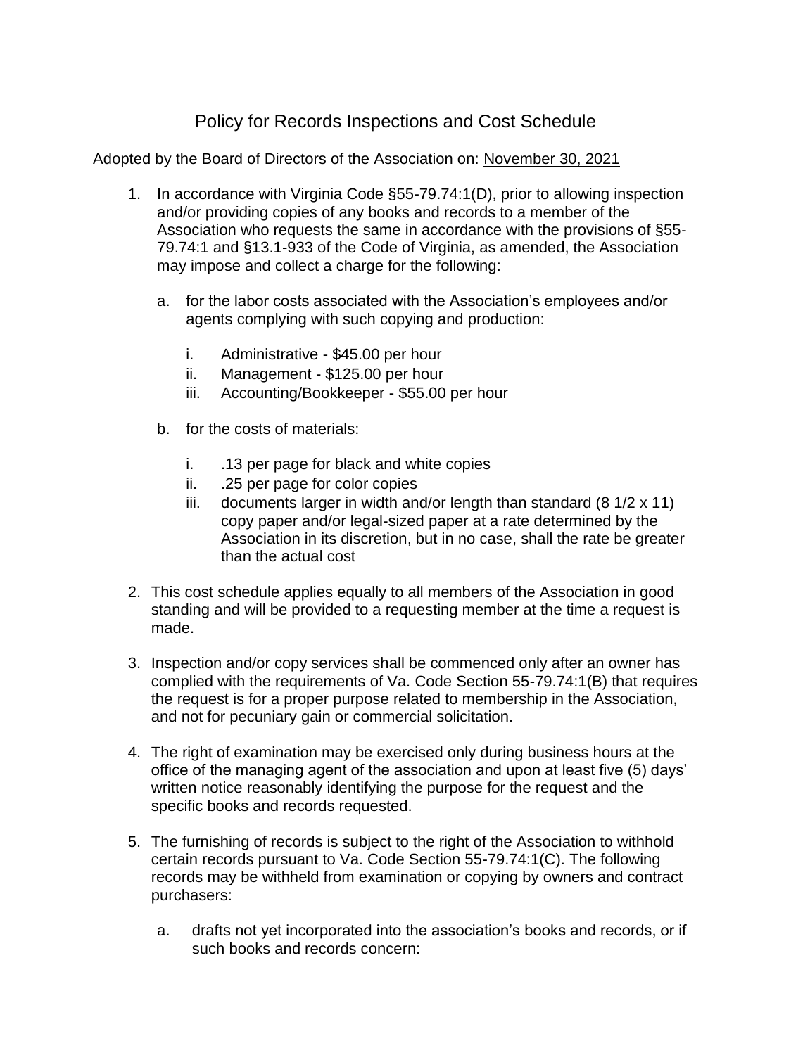# Policy for Records Inspections and Cost Schedule

Adopted by the Board of Directors of the Association on: November 30, 2021

1. In accordance with Virginia Code §55-79.74:1(D), prior to allowing inspection and/or providing copies of any books and records to a member of the Association who requests the same in accordance with the provisions of §55-79.74:1 and §13.1-933 of the Code of Virginia, as amended, the Association may impose and collect a charge for the following:

   a. for the labor costs associated with the Association's employees and/or agents complying with such copying and production:

      i. Administrative - $45.00 per hour
      ii. Management - $125.00 per hour
      iii. Accounting/Bookkeeper - $55.00 per hour

   b. for the costs of materials:

      i. .13 per page for black and white copies
      ii. .25 per page for color copies
      iii. documents larger in width and/or length than standard (8 1/2 x 11) copy paper and/or legal-sized paper at a rate determined by the Association in its discretion, but in no case, shall the rate be greater than the actual cost

2. This cost schedule applies equally to all members of the Association in good standing and will be provided to a requesting member at the time a request is made.

3. Inspection and/or copy services shall be commenced only after an owner has complied with the requirements of Va. Code Section 55-79.74:1(B) that requires the request is for a proper purpose related to membership in the Association, and not for pecuniary gain or commercial solicitation.

4. The right of examination may be exercised only during business hours at the office of the managing agent of the association and upon at least five (5) days' written notice reasonably identifying the purpose for the request and the specific books and records requested.

5. The furnishing of records is subject to the right of the Association to withhold certain records pursuant to Va. Code Section 55-79.74:1(C). The following records may be withheld from examination or copying by owners and contract purchasers:

   a. drafts not yet incorporated into the association's books and records, or if such books and records concern: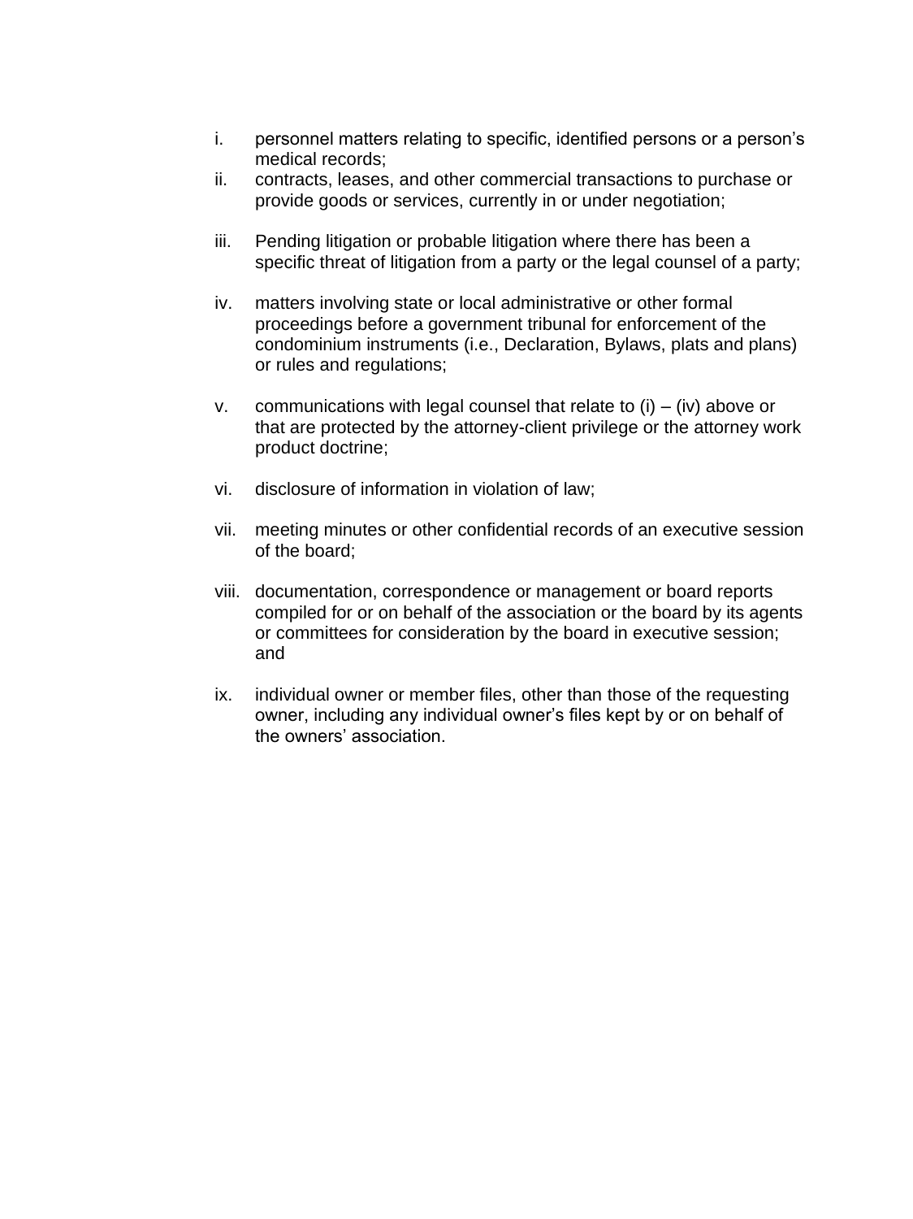i. personnel matters relating to specific, identified persons or a person's medical records;

ii. contracts, leases, and other commercial transactions to purchase or provide goods or services, currently in or under negotiation;

iii. Pending litigation or probable litigation where there has been a specific threat of litigation from a party or the legal counsel of a party;

iv. matters involving state or local administrative or other formal proceedings before a government tribunal for enforcement of the condominium instruments (i.e., Declaration, Bylaws, plats and plans) or rules and regulations;

v. communications with legal counsel that relate to (i) – (iv) above or that are protected by the attorney-client privilege or the attorney work product doctrine;

vi. disclosure of information in violation of law;

vii. meeting minutes or other confidential records of an executive session of the board;

viii. documentation, correspondence or management or board reports compiled for or on behalf of the association or the board by its agents or committees for consideration by the board in executive session; and

ix. individual owner or member files, other than those of the requesting owner, including any individual owner's files kept by or on behalf of the owners' association.